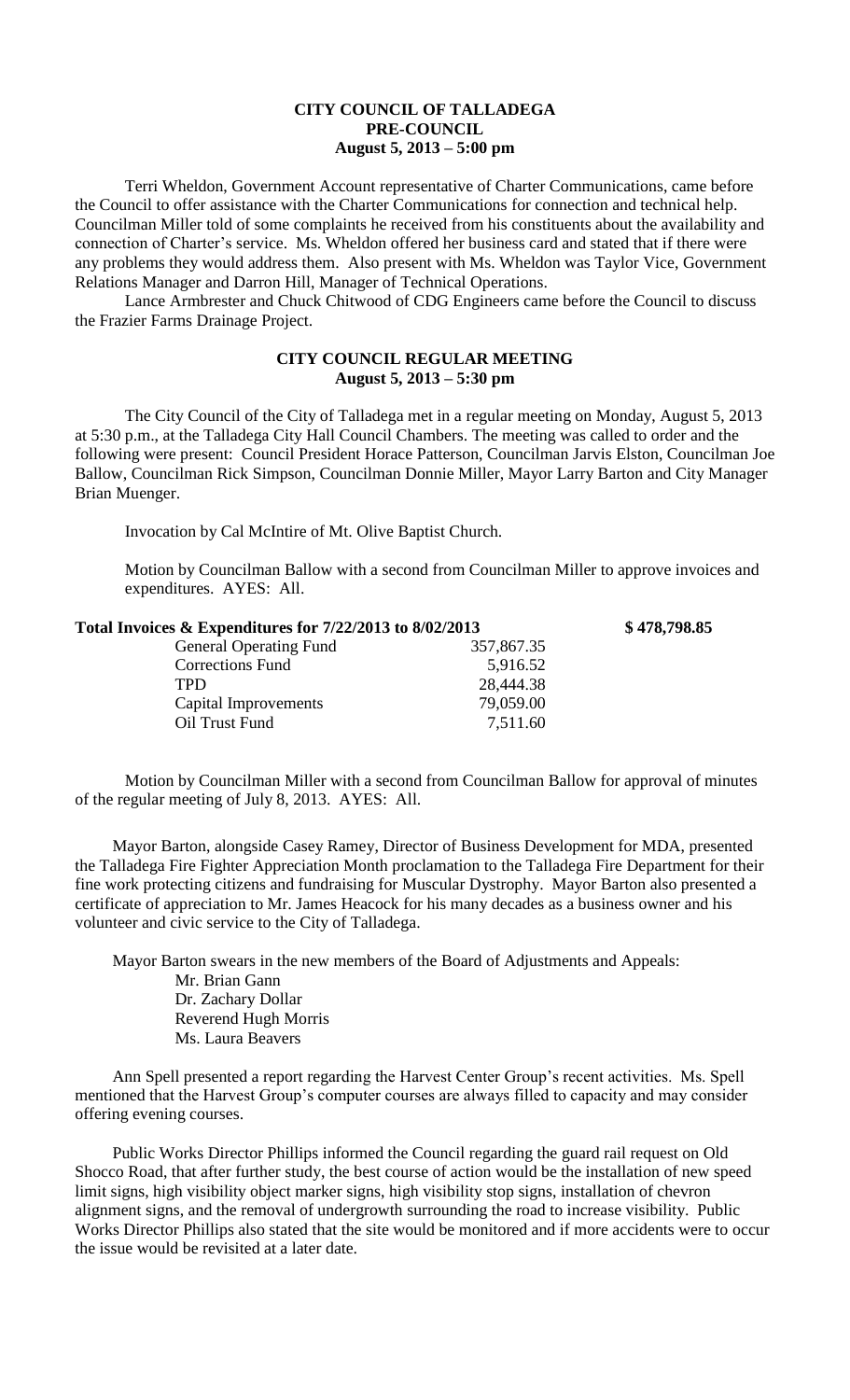# CITY COUNCIL OF TALLADEGA
## PRE-COUNCIL
### August 5, 2013 – 5:00 pm

Terri Wheldon, Government Account representative of Charter Communications, came before the Council to offer assistance with the Charter Communications for connection and technical help. Councilman Miller told of some complaints he received from his constituents about the availability and connection of Charter's service. Ms. Wheldon offered her business card and stated that if there were any problems they would address them. Also present with Ms. Wheldon was Taylor Vice, Government Relations Manager and Darron Hill, Manager of Technical Operations.

Lance Armbrester and Chuck Chitwood of CDG Engineers came before the Council to discuss the Frazier Farms Drainage Project.

## CITY COUNCIL REGULAR MEETING
### August 5, 2013 – 5:30 pm

The City Council of the City of Talladega met in a regular meeting on Monday, August 5, 2013 at 5:30 p.m., at the Talladega City Hall Council Chambers. The meeting was called to order and the following were present: Council President Horace Patterson, Councilman Jarvis Elston, Councilman Joe Ballow, Councilman Rick Simpson, Councilman Donnie Miller, Mayor Larry Barton and City Manager Brian Muenger.

Invocation by Cal McIntire of Mt. Olive Baptist Church.

Motion by Councilman Ballow with a second from Councilman Miller to approve invoices and expenditures. AYES: All.

**Total Invoices & Expenditures for 7/22/2013 to 8/02/2013** **$ 478,798.85**

| | |
|---|---|
| General Operating Fund | 357,867.35 |
| Corrections Fund | 5,916.52 |
| TPD | 28,444.38 |
| Capital Improvements | 79,059.00 |
| Oil Trust Fund | 7,511.60 |

Motion by Councilman Miller with a second from Councilman Ballow for approval of minutes of the regular meeting of July 8, 2013. AYES: All.

Mayor Barton, alongside Casey Ramey, Director of Business Development for MDA, presented the Talladega Fire Fighter Appreciation Month proclamation to the Talladega Fire Department for their fine work protecting citizens and fundraising for Muscular Dystrophy. Mayor Barton also presented a certificate of appreciation to Mr. James Heacock for his many decades as a business owner and his volunteer and civic service to the City of Talladega.

Mayor Barton swears in the new members of the Board of Adjustments and Appeals:

- Mr. Brian Gann
- Dr. Zachary Dollar
- Reverend Hugh Morris
- Ms. Laura Beavers

Ann Spell presented a report regarding the Harvest Center Group's recent activities. Ms. Spell mentioned that the Harvest Group's computer courses are always filled to capacity and may consider offering evening courses.

Public Works Director Phillips informed the Council regarding the guard rail request on Old Shocco Road, that after further study, the best course of action would be the installation of new speed limit signs, high visibility object marker signs, high visibility stop signs, installation of chevron alignment signs, and the removal of undergrowth surrounding the road to increase visibility. Public Works Director Phillips also stated that the site would be monitored and if more accidents were to occur the issue would be revisited at a later date.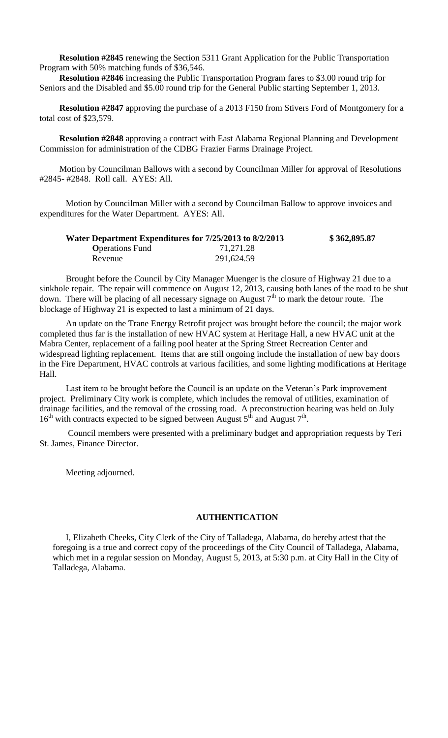**Resolution #2845** renewing the Section 5311 Grant Application for the Public Transportation Program with 50% matching funds of $36,546.

**Resolution #2846** increasing the Public Transportation Program fares to $3.00 round trip for Seniors and the Disabled and $5.00 round trip for the General Public starting September 1, 2013.

**Resolution #2847** approving the purchase of a 2013 F150 from Stivers Ford of Montgomery for a total cost of $23,579.

**Resolution #2848** approving a contract with East Alabama Regional Planning and Development Commission for administration of the CDBG Frazier Farms Drainage Project.

Motion by Councilman Ballows with a second by Councilman Miller for approval of Resolutions #2845- #2848. Roll call. AYES: All.

Motion by Councilman Miller with a second by Councilman Ballow to approve invoices and expenditures for the Water Department. AYES: All.

| | | |
|---|---|---|
| **Water Department Expenditures for 7/25/2013 to 8/2/2013** | | **$ 362,895.87** |
| **O**perations Fund | 71,271.28 | |
| Revenue | 291,624.59 | |

Brought before the Council by City Manager Muenger is the closure of Highway 21 due to a sinkhole repair. The repair will commence on August 12, 2013, causing both lanes of the road to be shut down. There will be placing of all necessary signage on August 7th to mark the detour route. The blockage of Highway 21 is expected to last a minimum of 21 days.

An update on the Trane Energy Retrofit project was brought before the council; the major work completed thus far is the installation of new HVAC system at Heritage Hall, a new HVAC unit at the Mabra Center, replacement of a failing pool heater at the Spring Street Recreation Center and widespread lighting replacement. Items that are still ongoing include the installation of new bay doors in the Fire Department, HVAC controls at various facilities, and some lighting modifications at Heritage Hall.

Last item to be brought before the Council is an update on the Veteran's Park improvement project. Preliminary City work is complete, which includes the removal of utilities, examination of drainage facilities, and the removal of the crossing road. A preconstruction hearing was held on July 16th with contracts expected to be signed between August 5th and August 7th.

Council members were presented with a preliminary budget and appropriation requests by Teri St. James, Finance Director.

Meeting adjourned.

## AUTHENTICATION

I, Elizabeth Cheeks, City Clerk of the City of Talladega, Alabama, do hereby attest that the foregoing is a true and correct copy of the proceedings of the City Council of Talladega, Alabama, which met in a regular session on Monday, August 5, 2013, at 5:30 p.m. at City Hall in the City of Talladega, Alabama.